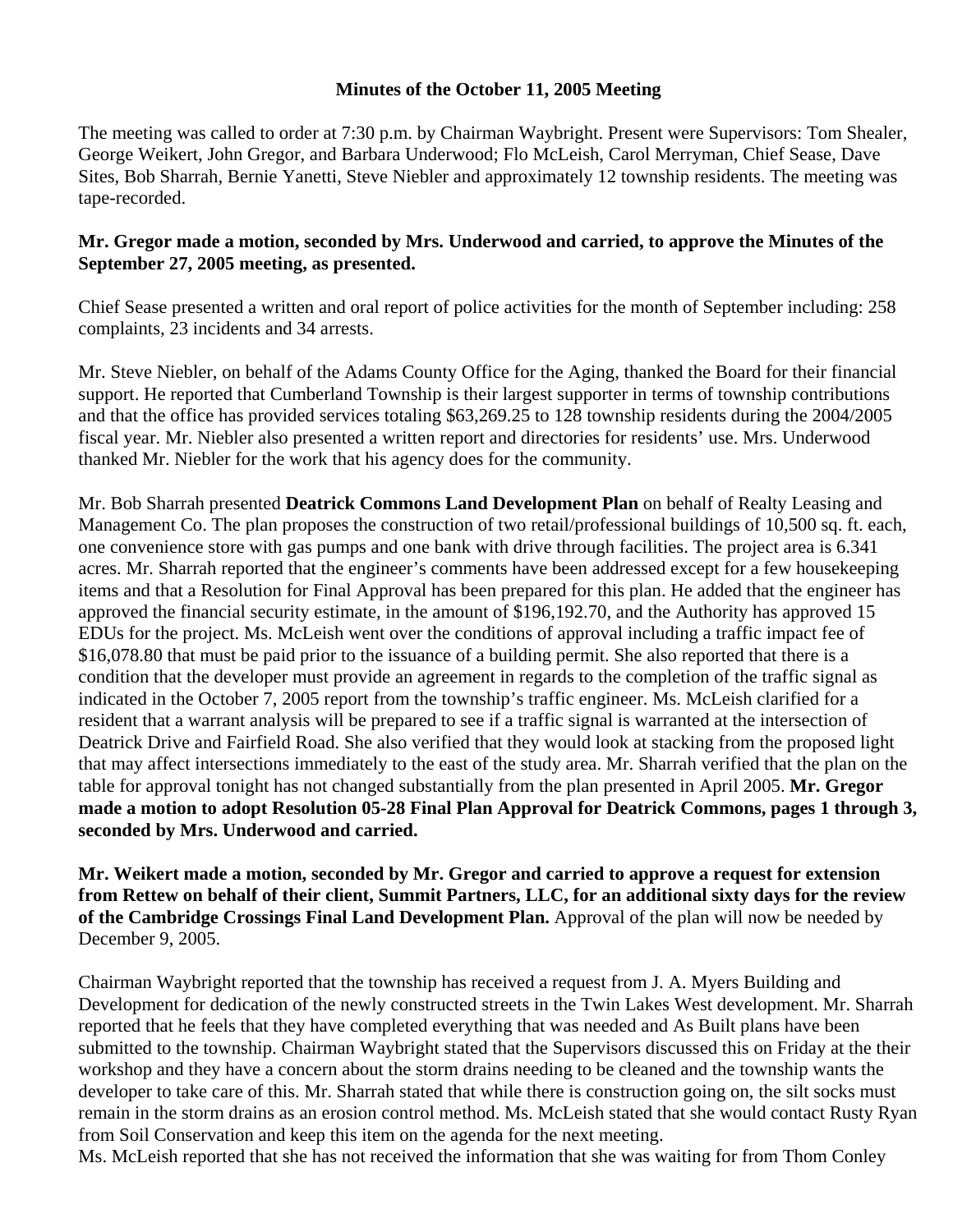**Minutes of the October 11, 2005 Meeting**

The meeting was called to order at 7:30 p.m. by Chairman Waybright. Present were Supervisors: Tom Shealer, George Weikert, John Gregor, and Barbara Underwood; Flo McLeish, Carol Merryman, Chief Sease, Dave Sites, Bob Sharrah, Bernie Yanetti, Steve Niebler and approximately 12 township residents. The meeting was tape-recorded.

**Mr. Gregor made a motion, seconded by Mrs. Underwood and carried, to approve the Minutes of the September 27, 2005 meeting, as presented.**

Chief Sease presented a written and oral report of police activities for the month of September including: 258 complaints, 23 incidents and 34 arrests.

Mr. Steve Niebler, on behalf of the Adams County Office for the Aging, thanked the Board for their financial support. He reported that Cumberland Township is their largest supporter in terms of township contributions and that the office has provided services totaling $63,269.25 to 128 township residents during the 2004/2005 fiscal year. Mr. Niebler also presented a written report and directories for residents' use. Mrs. Underwood thanked Mr. Niebler for the work that his agency does for the community.

Mr. Bob Sharrah presented **Deatrick Commons Land Development Plan** on behalf of Realty Leasing and Management Co. The plan proposes the construction of two retail/professional buildings of 10,500 sq. ft. each, one convenience store with gas pumps and one bank with drive through facilities. The project area is 6.341 acres. Mr. Sharrah reported that the engineer's comments have been addressed except for a few housekeeping items and that a Resolution for Final Approval has been prepared for this plan. He added that the engineer has approved the financial security estimate, in the amount of $196,192.70, and the Authority has approved 15 EDUs for the project. Ms. McLeish went over the conditions of approval including a traffic impact fee of $16,078.80 that must be paid prior to the issuance of a building permit. She also reported that there is a condition that the developer must provide an agreement in regards to the completion of the traffic signal as indicated in the October 7, 2005 report from the township's traffic engineer. Ms. McLeish clarified for a resident that a warrant analysis will be prepared to see if a traffic signal is warranted at the intersection of Deatrick Drive and Fairfield Road. She also verified that they would look at stacking from the proposed light that may affect intersections immediately to the east of the study area. Mr. Sharrah verified that the plan on the table for approval tonight has not changed substantially from the plan presented in April 2005. **Mr. Gregor made a motion to adopt Resolution 05-28 Final Plan Approval for Deatrick Commons, pages 1 through 3, seconded by Mrs. Underwood and carried.**

**Mr. Weikert made a motion, seconded by Mr. Gregor and carried to approve a request for extension from Rettew on behalf of their client, Summit Partners, LLC, for an additional sixty days for the review of the Cambridge Crossings Final Land Development Plan.** Approval of the plan will now be needed by December 9, 2005.

Chairman Waybright reported that the township has received a request from J. A. Myers Building and Development for dedication of the newly constructed streets in the Twin Lakes West development. Mr. Sharrah reported that he feels that they have completed everything that was needed and As Built plans have been submitted to the township. Chairman Waybright stated that the Supervisors discussed this on Friday at the their workshop and they have a concern about the storm drains needing to be cleaned and the township wants the developer to take care of this. Mr. Sharrah stated that while there is construction going on, the silt socks must remain in the storm drains as an erosion control method. Ms. McLeish stated that she would contact Rusty Ryan from Soil Conservation and keep this item on the agenda for the next meeting.

Ms. McLeish reported that she has not received the information that she was waiting for from Thom Conley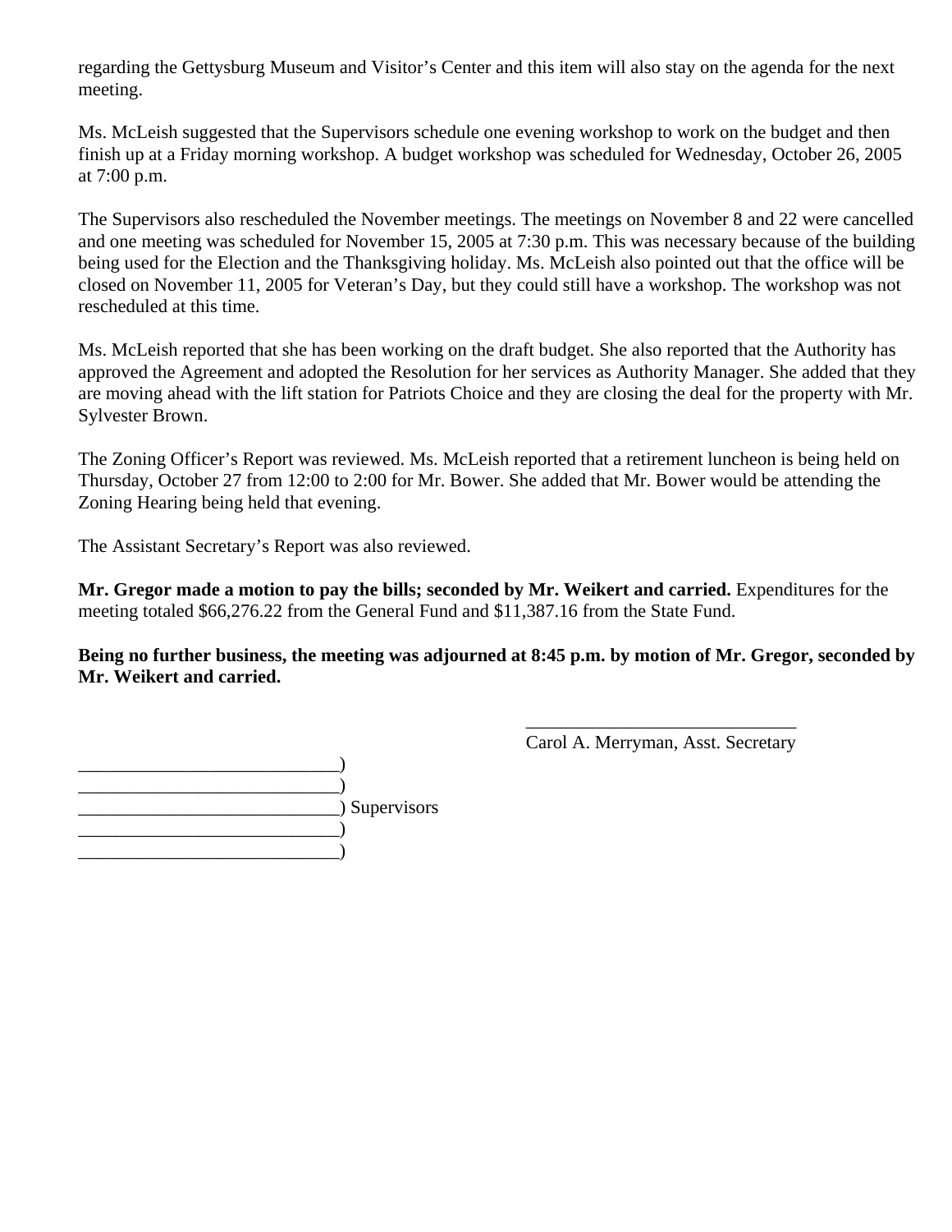regarding the Gettysburg Museum and Visitor's Center and this item will also stay on the agenda for the next meeting.

Ms. McLeish suggested that the Supervisors schedule one evening workshop to work on the budget and then finish up at a Friday morning workshop. A budget workshop was scheduled for Wednesday, October 26, 2005 at 7:00 p.m.

The Supervisors also rescheduled the November meetings. The meetings on November 8 and 22 were cancelled and one meeting was scheduled for November 15, 2005 at 7:30 p.m. This was necessary because of the building being used for the Election and the Thanksgiving holiday. Ms. McLeish also pointed out that the office will be closed on November 11, 2005 for Veteran's Day, but they could still have a workshop. The workshop was not rescheduled at this time.

Ms. McLeish reported that she has been working on the draft budget. She also reported that the Authority has approved the Agreement and adopted the Resolution for her services as Authority Manager. She added that they are moving ahead with the lift station for Patriots Choice and they are closing the deal for the property with Mr. Sylvester Brown.

The Zoning Officer's Report was reviewed. Ms. McLeish reported that a retirement luncheon is being held on Thursday, October 27 from 12:00 to 2:00 for Mr. Bower. She added that Mr. Bower would be attending the Zoning Hearing being held that evening.

The Assistant Secretary's Report was also reviewed.

**Mr. Gregor made a motion to pay the bills; seconded by Mr. Weikert and carried.** Expenditures for the meeting totaled $66,276.22 from the General Fund and $11,387.16 from the State Fund.

**Being no further business, the meeting was adjourned at 8:45 p.m. by motion of Mr. Gregor, seconded by Mr. Weikert and carried.**

______________________________
Carol A. Merryman, Asst. Secretary

____________________________)
____________________________)
____________________________) Supervisors
____________________________)
____________________________)